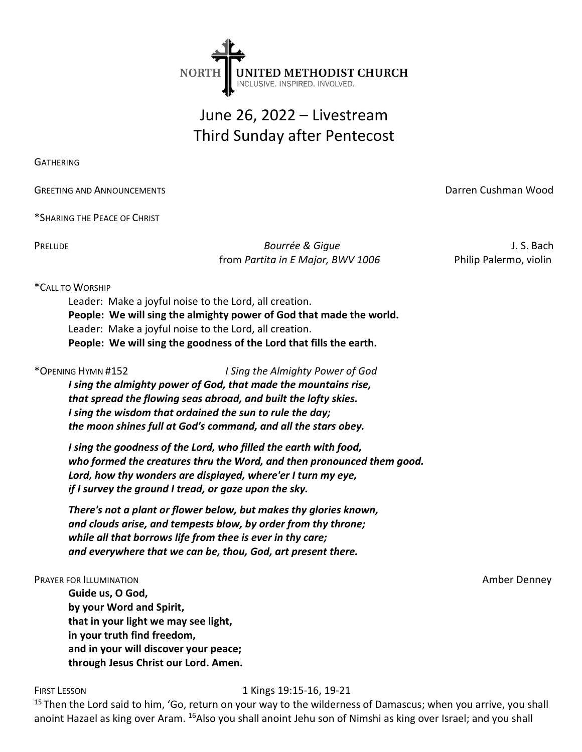NORTH UNITED METHODIST CHURCH
INCLUSIVE. INSPIRED. INVOLVED.

# June 26, 2022 – Livestream
## Third Sunday after Pentecost

GATHERING

GREETING AND ANNOUNCEMENTS — Darren Cushman Wood

*SHARING THE PEACE OF CHRIST

PRELUDE — *Bourrée & Gigue* from *Partita in E Major, BWV 1006* — J. S. Bach, Philip Palermo, violin

*CALL TO WORSHIP

Leader: Make a joyful noise to the Lord, all creation.
**People: We will sing the almighty power of God that made the world.**
Leader: Make a joyful noise to the Lord, all creation.
**People: We will sing the goodness of the Lord that fills the earth.**

*OPENING HYMN #152 — *I Sing the Almighty Power of God*

***I sing the almighty power of God, that made the mountains rise,***
***that spread the flowing seas abroad, and built the lofty skies.***
***I sing the wisdom that ordained the sun to rule the day;***
***the moon shines full at God's command, and all the stars obey.***

***I sing the goodness of the Lord, who filled the earth with food,***
***who formed the creatures thru the Word, and then pronounced them good.***
***Lord, how thy wonders are displayed, where'er I turn my eye,***
***if I survey the ground I tread, or gaze upon the sky.***

***There's not a plant or flower below, but makes thy glories known,***
***and clouds arise, and tempests blow, by order from thy throne;***
***while all that borrows life from thee is ever in thy care;***
***and everywhere that we can be, thou, God, art present there.***

PRAYER FOR ILLUMINATION — Amber Denney

**Guide us, O God,**
**by your Word and Spirit,**
**that in your light we may see light,**
**in your truth find freedom,**
**and in your will discover your peace;**
**through Jesus Christ our Lord. Amen.**

FIRST LESSON — 1 Kings 19:15-16, 19-21

[15] Then the Lord said to him, 'Go, return on your way to the wilderness of Damascus; when you arrive, you shall anoint Hazael as king over Aram. [16] Also you shall anoint Jehu son of Nimshi as king over Israel; and you shall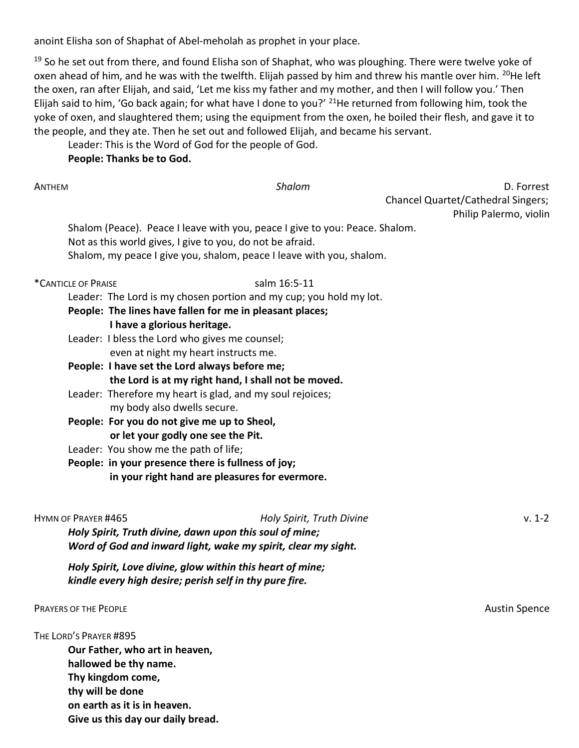anoint Elisha son of Shaphat of Abel-meholah as prophet in your place.

[19] So he set out from there, and found Elisha son of Shaphat, who was ploughing. There were twelve yoke of oxen ahead of him, and he was with the twelfth. Elijah passed by him and threw his mantle over him. [20]He left the oxen, ran after Elijah, and said, 'Let me kiss my father and my mother, and then I will follow you.' Then Elijah said to him, 'Go back again; for what have I done to you?' [21]He returned from following him, took the yoke of oxen, and slaughtered them; using the equipment from the oxen, he boiled their flesh, and gave it to the people, and they ate. Then he set out and followed Elijah, and became his servant.

Leader: This is the Word of God for the people of God.
**People: Thanks be to God.**

ANTHEM *Shalom* D. Forrest
Chancel Quartet/Cathedral Singers;
Philip Palermo, violin

Shalom (Peace). Peace I leave with you, peace I give to you: Peace. Shalom.
Not as this world gives, I give to you, do not be afraid.
Shalom, my peace I give you, shalom, peace I leave with you, shalom.

*CANTICLE OF PRAISE salm 16:5-11

Leader: The Lord is my chosen portion and my cup; you hold my lot.
**People: The lines have fallen for me in pleasant places;**
**I have a glorious heritage.**
Leader: I bless the Lord who gives me counsel;
even at night my heart instructs me.
**People: I have set the Lord always before me;**
**the Lord is at my right hand, I shall not be moved.**
Leader: Therefore my heart is glad, and my soul rejoices;
my body also dwells secure.
**People: For you do not give me up to Sheol,**
**or let your godly one see the Pit.**
Leader: You show me the path of life;
**People: in your presence there is fullness of joy;**
**in your right hand are pleasures for evermore.**

HYMN OF PRAYER #465 *Holy Spirit, Truth Divine* v. 1-2

***Holy Spirit, Truth divine, dawn upon this soul of mine;***
***Word of God and inward light, wake my spirit, clear my sight.***

***Holy Spirit, Love divine, glow within this heart of mine;***
***kindle every high desire; perish self in thy pure fire.***

PRAYERS OF THE PEOPLE Austin Spence

THE LORD'S PRAYER #895

**Our Father, who art in heaven,**
**hallowed be thy name.**
**Thy kingdom come,**
**thy will be done**
**on earth as it is in heaven.**
**Give us this day our daily bread.**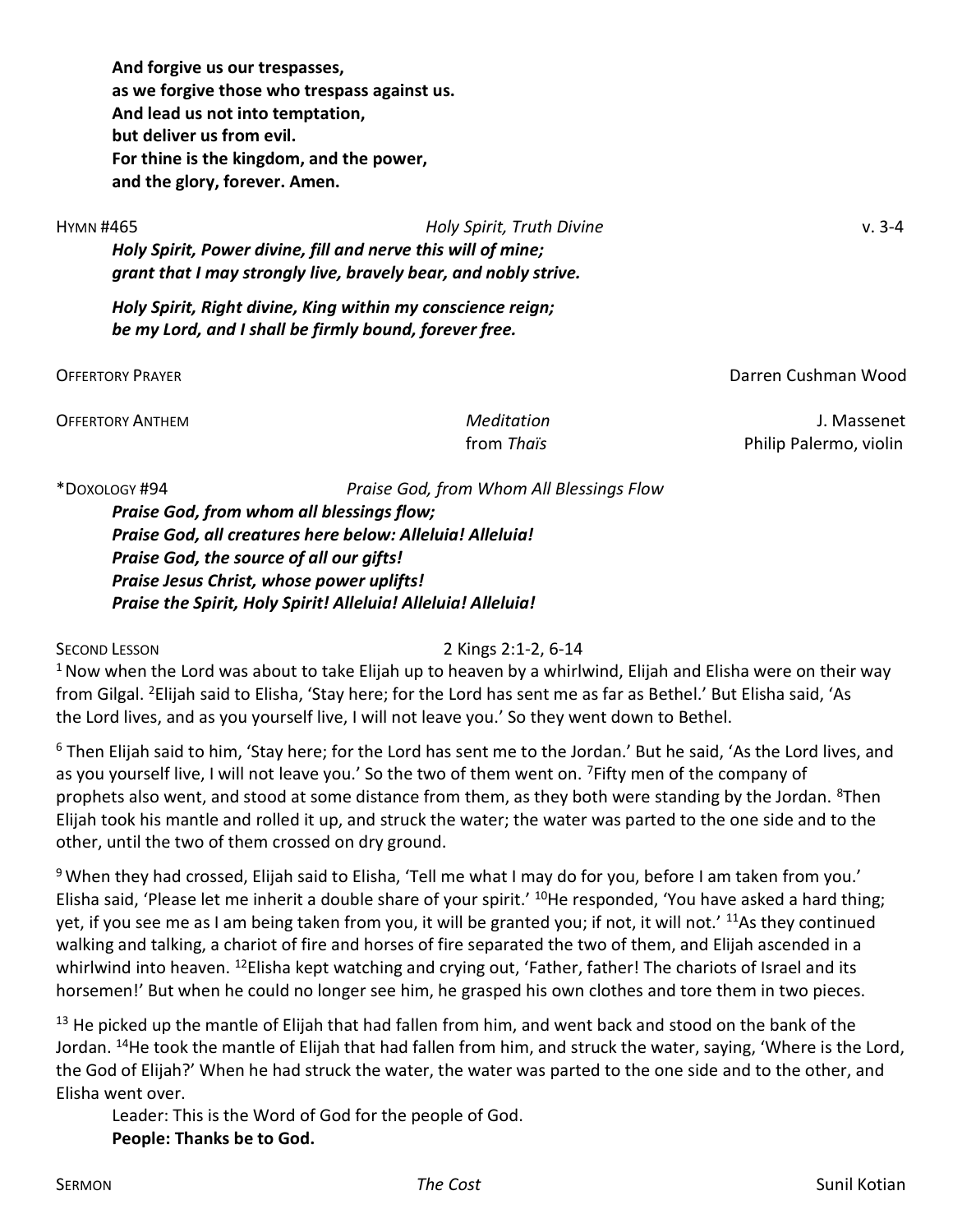**And forgive us our trespasses,**
**as we forgive those who trespass against us.**
**And lead us not into temptation,**
**but deliver us from evil.**
**For thine is the kingdom, and the power,**
**and the glory, forever. Amen.**

HYMN #465 — *Holy Spirit, Truth Divine* — v. 3-4

***Holy Spirit, Power divine, fill and nerve this will of mine;***
***grant that I may strongly live, bravely bear, and nobly strive.***

***Holy Spirit, Right divine, King within my conscience reign;***
***be my Lord, and I shall be firmly bound, forever free.***

OFFERTORY PRAYER — Darren Cushman Wood

OFFERTORY ANTHEM — *Meditation* from *Thaïs* — J. Massenet
Philip Palermo, violin

*DOXOLOGY #94 — *Praise God, from Whom All Blessings Flow*

***Praise God, from whom all blessings flow;***
***Praise God, all creatures here below: Alleluia! Alleluia!***
***Praise God, the source of all our gifts!***
***Praise Jesus Christ, whose power uplifts!***
***Praise the Spirit, Holy Spirit! Alleluia! Alleluia! Alleluia!***

SECOND LESSON — 2 Kings 2:1-2, 6-14

1 Now when the Lord was about to take Elijah up to heaven by a whirlwind, Elijah and Elisha were on their way from Gilgal. 2 Elijah said to Elisha, 'Stay here; for the Lord has sent me as far as Bethel.' But Elisha said, 'As the Lord lives, and as you yourself live, I will not leave you.' So they went down to Bethel.

6 Then Elijah said to him, 'Stay here; for the Lord has sent me to the Jordan.' But he said, 'As the Lord lives, and as you yourself live, I will not leave you.' So the two of them went on. 7 Fifty men of the company of prophets also went, and stood at some distance from them, as they both were standing by the Jordan. 8 Then Elijah took his mantle and rolled it up, and struck the water; the water was parted to the one side and to the other, until the two of them crossed on dry ground.

9 When they had crossed, Elijah said to Elisha, 'Tell me what I may do for you, before I am taken from you.' Elisha said, 'Please let me inherit a double share of your spirit.' 10 He responded, 'You have asked a hard thing; yet, if you see me as I am being taken from you, it will be granted you; if not, it will not.' 11 As they continued walking and talking, a chariot of fire and horses of fire separated the two of them, and Elijah ascended in a whirlwind into heaven. 12 Elisha kept watching and crying out, 'Father, father! The chariots of Israel and its horsemen!' But when he could no longer see him, he grasped his own clothes and tore them in two pieces.

13 He picked up the mantle of Elijah that had fallen from him, and went back and stood on the bank of the Jordan. 14 He took the mantle of Elijah that had fallen from him, and struck the water, saying, 'Where is the Lord, the God of Elijah?' When he had struck the water, the water was parted to the one side and to the other, and Elisha went over.

Leader: This is the Word of God for the people of God.
**People: Thanks be to God.**

SERMON — *The Cost* — Sunil Kotian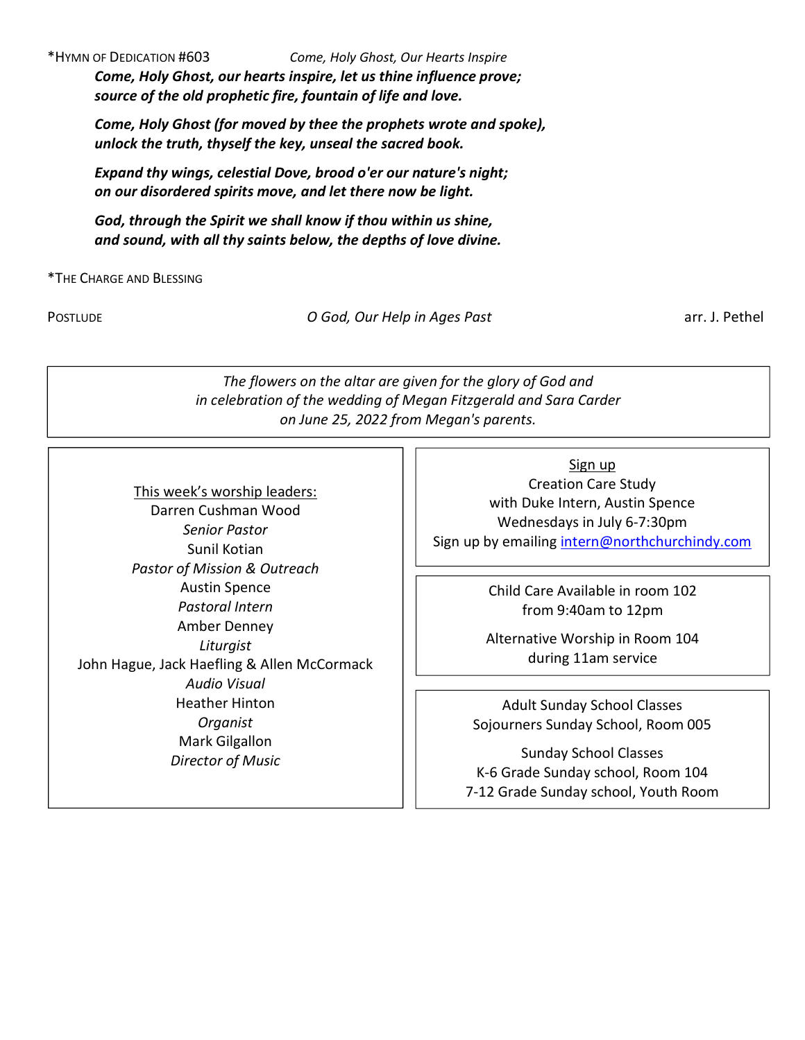*HYMN OF DEDICATION #603 *Come, Holy Ghost, Our Hearts Inspire*

***Come, Holy Ghost, our hearts inspire, let us thine influence prove;***
***source of the old prophetic fire, fountain of life and love.***

***Come, Holy Ghost (for moved by thee the prophets wrote and spoke),***
***unlock the truth, thyself the key, unseal the sacred book.***

***Expand thy wings, celestial Dove, brood o'er our nature's night;***
***on our disordered spirits move, and let there now be light.***

***God, through the Spirit we shall know if thou within us shine,***
***and sound, with all thy saints below, the depths of love divine.***

*THE CHARGE AND BLESSING

POSTLUDE *O God, Our Help in Ages Past* arr. J. Pethel

*The flowers on the altar are given for the glory of God and in celebration of the wedding of Megan Fitzgerald and Sara Carder on June 25, 2022 from Megan's parents.*

<u>This week's worship leaders:</u>
Darren Cushman Wood
*Senior Pastor*
Sunil Kotian
*Pastor of Mission & Outreach*
Austin Spence
*Pastoral Intern*
Amber Denney
*Liturgist*
John Hague, Jack Haefling & Allen McCormack
*Audio Visual*
Heather Hinton
*Organist*
Mark Gilgallon
*Director of Music*

<u>Sign up</u>
Creation Care Study
with Duke Intern, Austin Spence
Wednesdays in July 6-7:30pm
Sign up by emailing intern@northchurchindy.com

Child Care Available in room 102
from 9:40am to 12pm

Alternative Worship in Room 104
during 11am service

Adult Sunday School Classes
Sojourners Sunday School, Room 005

Sunday School Classes
K-6 Grade Sunday school, Room 104
7-12 Grade Sunday school, Youth Room